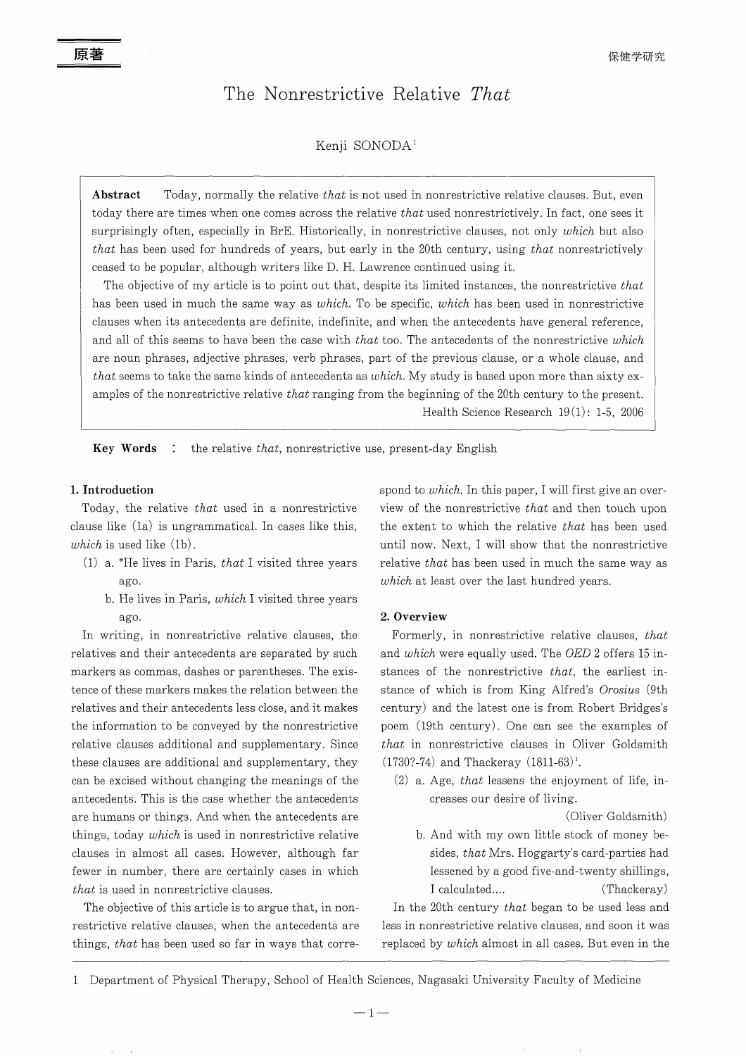原著

# The Nonrestrictive Relative *That*

Kenji SONODA[1]

**Abstract** Today, normally the relative *that* is not used in nonrestrictive relative clauses. But, even today there are times when one comes across the relative *that* used nonrestrictively. In fact, one sees it surprisingly often, especially in BrE. Historically, in nonrestrictive clauses, not only *which* but also *that* has been used for hundreds of years, but early in the 20th century, using *that* nonrestrictively ceased to be popular, although writers like D. H. Lawrence continued using it.

The objective of my article is to point out that, despite its limited instances, the nonrestrictive *that* has been used in much the same way as *which*. To be specific, *which* has been used in nonrestrictive clauses when its antecedents are definite, indefinite, and when the antecedents have general reference, and all of this seems to have been the case with *that* too. The antecedents of the nonrestrictive *which* are noun phrases, adjective phrases, verb phrases, part of the previous clause, or a whole clause, and *that* seems to take the same kinds of antecedents as *which*. My study is based upon more than sixty examples of the nonrestrictive relative *that* ranging from the beginning of the 20th century to the present.

Health Science Research 19(1): 1-5, 2006

**Key Words** : the relative *that*, nonrestrictive use, present-day English

## 1. Introduction

Today, the relative *that* used in a nonrestrictive clause like (1a) is ungrammatical. In cases like this, *which* is used like (1b).

(1) a. \*He lives in Paris, *that* I visited three years ago.

b. He lives in Paris, *which* I visited three years ago.

In writing, in nonrestrictive relative clauses, the relatives and their antecedents are separated by such markers as commas, dashes or parentheses. The existence of these markers makes the relation between the relatives and their antecedents less close, and it makes the information to be conveyed by the nonrestrictive relative clauses additional and supplementary. Since these clauses are additional and supplementary, they can be excised without changing the meanings of the antecedents. This is the case whether the antecedents are humans or things. And when the antecedents are things, today *which* is used in nonrestrictive relative clauses in almost all cases. However, although far fewer in number, there are certainly cases in which *that* is used in nonrestrictive clauses.

The objective of this article is to argue that, in nonrestrictive relative clauses, when the antecedents are things, *that* has been used so far in ways that correspond to *which*. In this paper, I will first give an overview of the nonrestrictive *that* and then touch upon the extent to which the relative *that* has been used until now. Next, I will show that the nonrestrictive relative *that* has been used in much the same way as *which* at least over the last hundred years.

## 2. Overview

Formerly, in nonrestrictive relative clauses, *that* and *which* were equally used. The *OED* 2 offers 15 instances of the nonrestrictive *that*, the earliest instance of which is from King Alfred's *Orosius* (9th century) and the latest one is from Robert Bridges's poem (19th century). One can see the examples of *that* in nonrestrictive clauses in Oliver Goldsmith (1730?-74) and Thackeray (1811-63)[1].

(2) a. Age, *that* lessens the enjoyment of life, increases our desire of living.

(Oliver Goldsmith)

b. And with my own little stock of money besides, *that* Mrs. Hoggarty's card-parties had lessened by a good five-and-twenty shillings, I calculated.... (Thackeray)

In the 20th century *that* began to be used less and less in nonrestrictive relative clauses, and soon it was replaced by *which* almost in all cases. But even in the

---

1 Department of Physical Therapy, School of Health Sciences, Nagasaki University Faculty of Medicine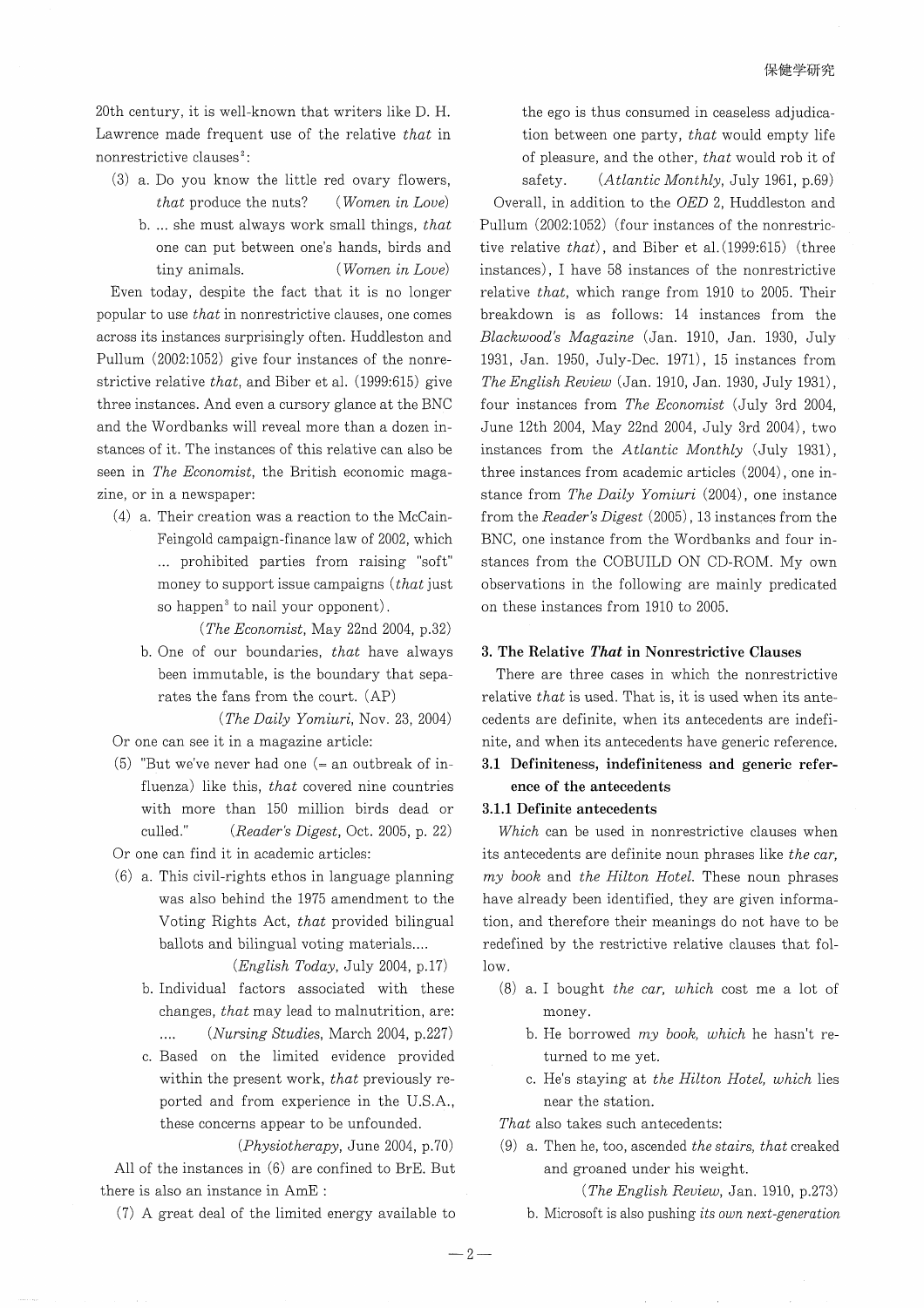20th century, it is well-known that writers like D. H. Lawrence made frequent use of the relative *that* in nonrestrictive clauses[2]:

(3) a. Do you know the little red ovary flowers, *that* produce the nuts? (*Women in Love*)

b. ... she must always work small things, *that* one can put between one's hands, birds and tiny animals. (*Women in Love*)

Even today, despite the fact that it is no longer popular to use *that* in nonrestrictive clauses, one comes across its instances surprisingly often. Huddleston and Pullum (2002:1052) give four instances of the nonrestrictive relative *that*, and Biber et al. (1999:615) give three instances. And even a cursory glance at the BNC and the Wordbanks will reveal more than a dozen instances of it. The instances of this relative can also be seen in *The Economist*, the British economic magazine, or in a newspaper:

(4) a. Their creation was a reaction to the McCain-Feingold campaign-finance law of 2002, which ... prohibited parties from raising "soft" money to support issue campaigns (*that* just so happen[3] to nail your opponent).

(*The Economist*, May 22nd 2004, p.32)

b. One of our boundaries, *that* have always been immutable, is the boundary that separates the fans from the court. (AP)

(*The Daily Yomiuri*, Nov. 23, 2004)

Or one can see it in a magazine article:

(5) "But we've never had one (= an outbreak of influenza) like this, *that* covered nine countries with more than 150 million birds dead or culled." (*Reader's Digest*, Oct. 2005, p. 22)

Or one can find it in academic articles:

(6) a. This civil-rights ethos in language planning was also behind the 1975 amendment to the Voting Rights Act, *that* provided bilingual ballots and bilingual voting materials....

(*English Today*, July 2004, p.17)

b. Individual factors associated with these changes, *that* may lead to malnutrition, are: .... (*Nursing Studies*, March 2004, p.227)

c. Based on the limited evidence provided within the present work, *that* previously reported and from experience in the U.S.A., these concerns appear to be unfounded.

(*Physiotherapy*, June 2004, p.70)

All of the instances in (6) are confined to BrE. But there is also an instance in AmE :

(7) A great deal of the limited energy available to the ego is thus consumed in ceaseless adjudication between one party, *that* would empty life of pleasure, and the other, *that* would rob it of safety. (*Atlantic Monthly*, July 1961, p.69)

Overall, in addition to the *OED* 2, Huddleston and Pullum (2002:1052) (four instances of the nonrestrictive relative *that*), and Biber et al.(1999:615) (three instances), I have 58 instances of the nonrestrictive relative *that*, which range from 1910 to 2005. Their breakdown is as follows: 14 instances from the *Blackwood's Magazine* (Jan. 1910, Jan. 1930, July 1931, Jan. 1950, July-Dec. 1971), 15 instances from *The English Review* (Jan. 1910, Jan. 1930, July 1931), four instances from *The Economist* (July 3rd 2004, June 12th 2004, May 22nd 2004, July 3rd 2004), two instances from the *Atlantic Monthly* (July 1931), three instances from academic articles (2004), one instance from The *Daily Yomiuri* (2004), one instance from the *Reader's Digest* (2005), 13 instances from the BNC, one instance from the Wordbanks and four instances from the COBUILD ON CD-ROM. My own observations in the following are mainly predicated on these instances from 1910 to 2005.

## 3. The Relative *That* in Nonrestrictive Clauses

There are three cases in which the nonrestrictive relative *that* is used. That is, it is used when its antecedents are definite, when its antecedents are indefinite, and when its antecedents have generic reference.

### 3.1 Definiteness, indefiniteness and generic reference of the antecedents

#### 3.1.1 Definite antecedents

*Which* can be used in nonrestrictive clauses when its antecedents are definite noun phrases like *the car, my book* and *the Hilton Hotel.* These noun phrases have already been identified, they are given information, and therefore their meanings do not have to be redefined by the restrictive relative clauses that follow.

(8) a. I bought *the car, which* cost me a lot of money.

b. He borrowed *my book, which* he hasn't returned to me yet.

c. He's staying at *the Hilton Hotel, which* lies near the station.

*That* also takes such antecedents:

(9) a. Then he, too, ascended *the stairs, that* creaked and groaned under his weight.

(*The English Review*, Jan. 1910, p.273)

b. Microsoft is also pushing *its own next-generation*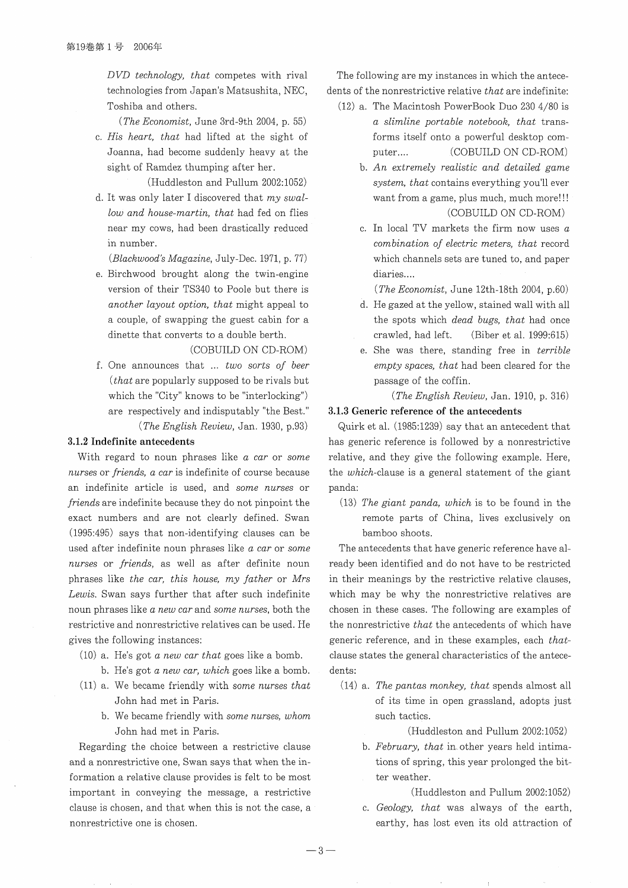*DVD technology, that* competes with rival technologies from Japan's Matsushita, NEC, Toshiba and others.

(*The Economist*, June 3rd-9th 2004, p. 55)

c. *His heart, that* had lifted at the sight of Joanna, had become suddenly heavy at the sight of Ramdez thumping after her.

(Huddleston and Pullum 2002:1052)

d. It was only later I discovered that *my swallow and house-martin, that* had fed on flies near my cows, had been drastically reduced in number.

(*Blackwood's Magazine*, July-Dec. 1971, p. 77)

e. Birchwood brought along the twin-engine version of their TS340 to Poole but there is *another layout option, that* might appeal to a couple, of swapping the guest cabin for a dinette that converts to a double berth.

(COBUILD ON CD-ROM)

f. One announces that ... *two sorts of beer* (*that* are popularly supposed to be rivals but which the "City" knows to be "interlocking") are respectively and indisputably "the Best."

(*The English Review*, Jan. 1930, p.93)

### 3.1.2 Indefinite antecedents

With regard to noun phrases like *a car* or *some nurses* or *friends, a car* is indefinite of course because an indefinite article is used, and *some nurses* or *friends* are indefinite because they do not pinpoint the exact numbers and are not clearly defined. Swan (1995:495) says that non-identifying clauses can be used after indefinite noun phrases like *a car* or *some nurses* or *friends*, as well as after definite noun phrases like *the car, this house, my father* or *Mrs Lewis*. Swan says further that after such indefinite noun phrases like *a new car* and *some nurses*, both the restrictive and nonrestrictive relatives can be used. He gives the following instances:

(10) a. He's got *a new car that* goes like a bomb.

b. He's got *a new car, which* goes like a bomb.

(11) a. We became friendly with *some nurses that* John had met in Paris.

b. We became friendly with *some nurses, whom* John had met in Paris.

Regarding the choice between a restrictive clause and a nonrestrictive one, Swan says that when the information a relative clause provides is felt to be most important in conveying the message, a restrictive clause is chosen, and that when this is not the case, a nonrestrictive one is chosen.

The following are my instances in which the antecedents of the nonrestrictive relative *that* are indefinite:

(12) a. The Macintosh PowerBook Duo 230 4/80 is *a slimline portable notebook, that* transforms itself onto a powerful desktop computer.... (COBUILD ON CD-ROM)

b. *An extremely realistic and detailed game system, that* contains everything you'll ever want from a game, plus much, much more!!! (COBUILD ON CD-ROM)

c. In local TV markets the firm now uses *a combination of electric meters, that* record which channels sets are tuned to, and paper diaries....

(*The Economist*, June 12th-18th 2004, p.60)

d. He gazed at the yellow, stained wall with all the spots which *dead bugs, that* had once crawled, had left. (Biber et al. 1999:615)

e. She was there, standing free in *terrible empty spaces, that* had been cleared for the passage of the coffin.

(*The English Review*, Jan. 1910, p. 316)

### 3.1.3 Generic reference of the antecedents

Quirk et al. (1985:1239) say that an antecedent that has generic reference is followed by a nonrestrictive relative, and they give the following example. Here, the *which*-clause is a general statement of the giant panda:

(13) *The giant panda, which* is to be found in the remote parts of China, lives exclusively on bamboo shoots.

The antecedents that have generic reference have already been identified and do not have to be restricted in their meanings by the restrictive relative clauses, which may be why the nonrestrictive relatives are chosen in these cases. The following are examples of the nonrestrictive *that* the antecedents of which have generic reference, and in these examples, each *that*-clause states the general characteristics of the antecedents:

(14) a. *The pantas monkey, that* spends almost all of its time in open grassland, adopts just such tactics.

(Huddleston and Pullum 2002:1052)

b. *February, that* in other years held intimations of spring, this year prolonged the bitter weather.

(Huddleston and Pullum 2002:1052)

c. *Geology, that* was always of the earth, earthy, has lost even its old attraction of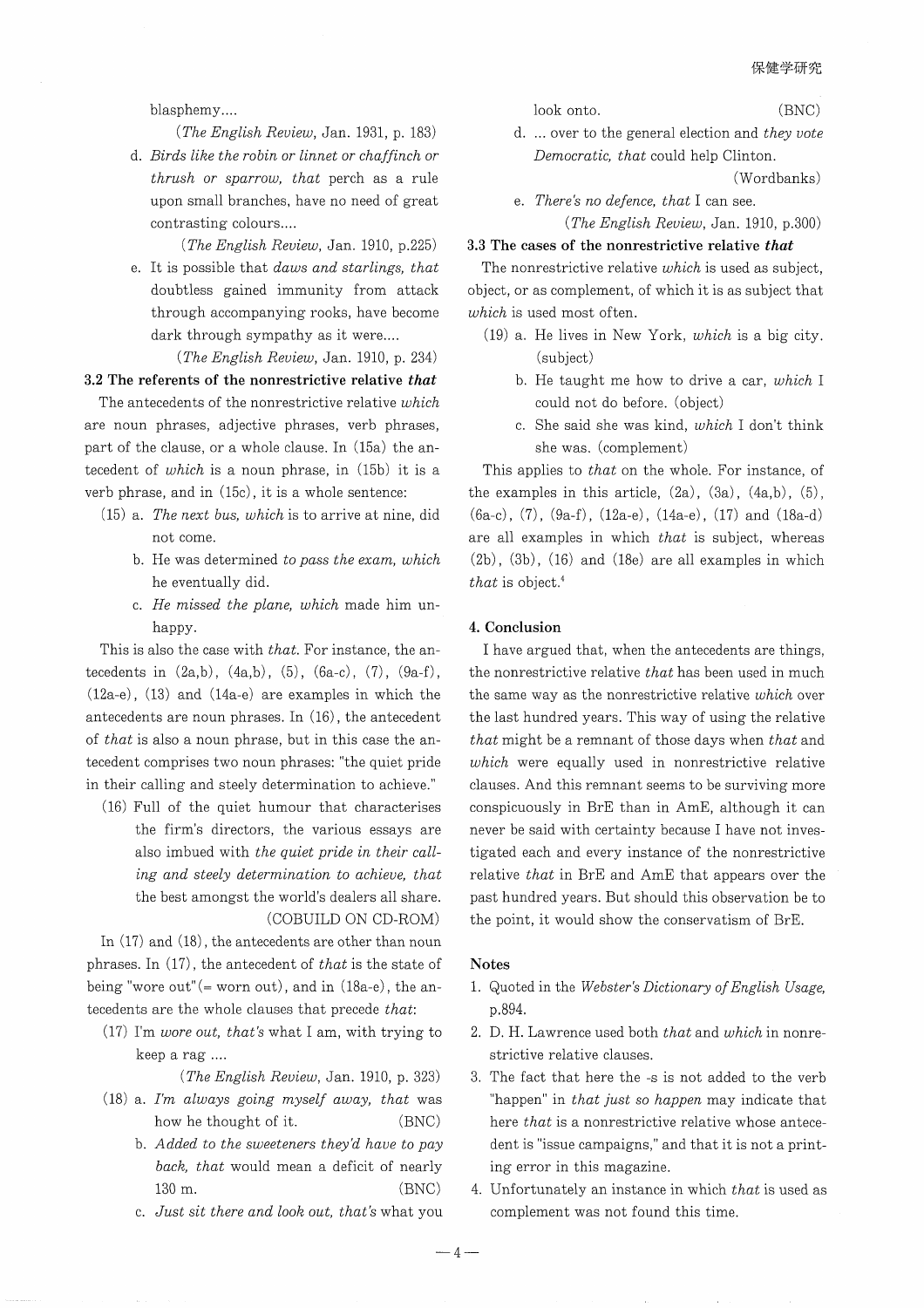blasphemy....

(*The English Review*, Jan. 1931, p. 183)

d. *Birds like the robin or linnet or chaffinch or thrush or sparrow, that* perch as a rule upon small branches, have no need of great contrasting colours....

(*The English Review*, Jan. 1910, p.225)

e. It is possible that *daws and starlings, that* doubtless gained immunity from attack through accompanying rooks, have become dark through sympathy as it were....

(*The English Review*, Jan. 1910, p. 234)

### 3.2 The referents of the nonrestrictive relative *that*

The antecedents of the nonrestrictive relative *which* are noun phrases, adjective phrases, verb phrases, part of the clause, or a whole clause. In (15a) the antecedent of *which* is a noun phrase, in (15b) it is a verb phrase, and in (15c), it is a whole sentence:

(15) a. *The next bus, which* is to arrive at nine, did not come.

b. He was determined *to pass the exam, which* he eventually did.

c. *He missed the plane, which* made him unhappy.

This is also the case with *that*. For instance, the antecedents in (2a,b), (4a,b), (5), (6a-c), (7), (9a-f), (12a-e), (13) and (14a-e) are examples in which the antecedents are noun phrases. In (16), the antecedent of *that* is also a noun phrase, but in this case the antecedent comprises two noun phrases: "the quiet pride in their calling and steely determination to achieve."

(16) Full of the quiet humour that characterises the firm's directors, the various essays are also imbued with *the quiet pride in their calling and steely determination to achieve, that* the best amongst the world's dealers all share.

(COBUILD ON CD-ROM)

In (17) and (18), the antecedents are other than noun phrases. In (17), the antecedent of *that* is the state of being "wore out" (= worn out), and in (18a-e), the antecedents are the whole clauses that precede *that*:

(17) I'm *wore out, that's* what I am, with trying to keep a rag ....

(*The English Review*, Jan. 1910, p. 323)

(18) a. *I'm always going myself away, that* was how he thought of it. (BNC)

b. *Added to the sweeteners they'd have to pay back, that* would mean a deficit of nearly 130 m. (BNC)

c. *Just sit there and look out, that's* what you look onto. (BNC)

d. ... over to the general election and *they vote Democratic, that* could help Clinton. (Wordbanks)

e. *There's no defence, that* I can see.

(*The English Review*, Jan. 1910, p.300)

### 3.3 The cases of the nonrestrictive relative *that*

The nonrestrictive relative *which* is used as subject, object, or as complement, of which it is as subject that *which* is used most often.

(19) a. He lives in New York, *which* is a big city. (subject)

b. He taught me how to drive a car, *which* I could not do before. (object)

c. She said she was kind, *which* I don't think she was. (complement)

This applies to *that* on the whole. For instance, of the examples in this article, (2a), (3a), (4a,b), (5), (6a-c), (7), (9a-f), (12a-e), (14a-e), (17) and (18a-d) are all examples in which *that* is subject, whereas (2b), (3b), (16) and (18e) are all examples in which *that* is object.[4]

## 4. Conclusion

I have argued that, when the antecedents are things, the nonrestrictive relative *that* has been used in much the same way as the nonrestrictive relative *which* over the last hundred years. This way of using the relative *that* might be a remnant of those days when *that* and *which* were equally used in nonrestrictive relative clauses. And this remnant seems to be surviving more conspicuously in BrE than in AmE, although it can never be said with certainty because I have not investigated each and every instance of the nonrestrictive relative *that* in BrE and AmE that appears over the past hundred years. But should this observation be to the point, it would show the conservatism of BrE.

## Notes

1. Quoted in the *Webster's Dictionary of English Usage*, p.894.
2. D. H. Lawrence used both *that* and *which* in nonrestrictive relative clauses.
3. The fact that here the -s is not added to the verb "happen" in *that just so happen* may indicate that here *that* is a nonrestrictive relative whose antecedent is "issue campaigns," and that it is not a printing error in this magazine.
4. Unfortunately an instance in which *that* is used as complement was not found this time.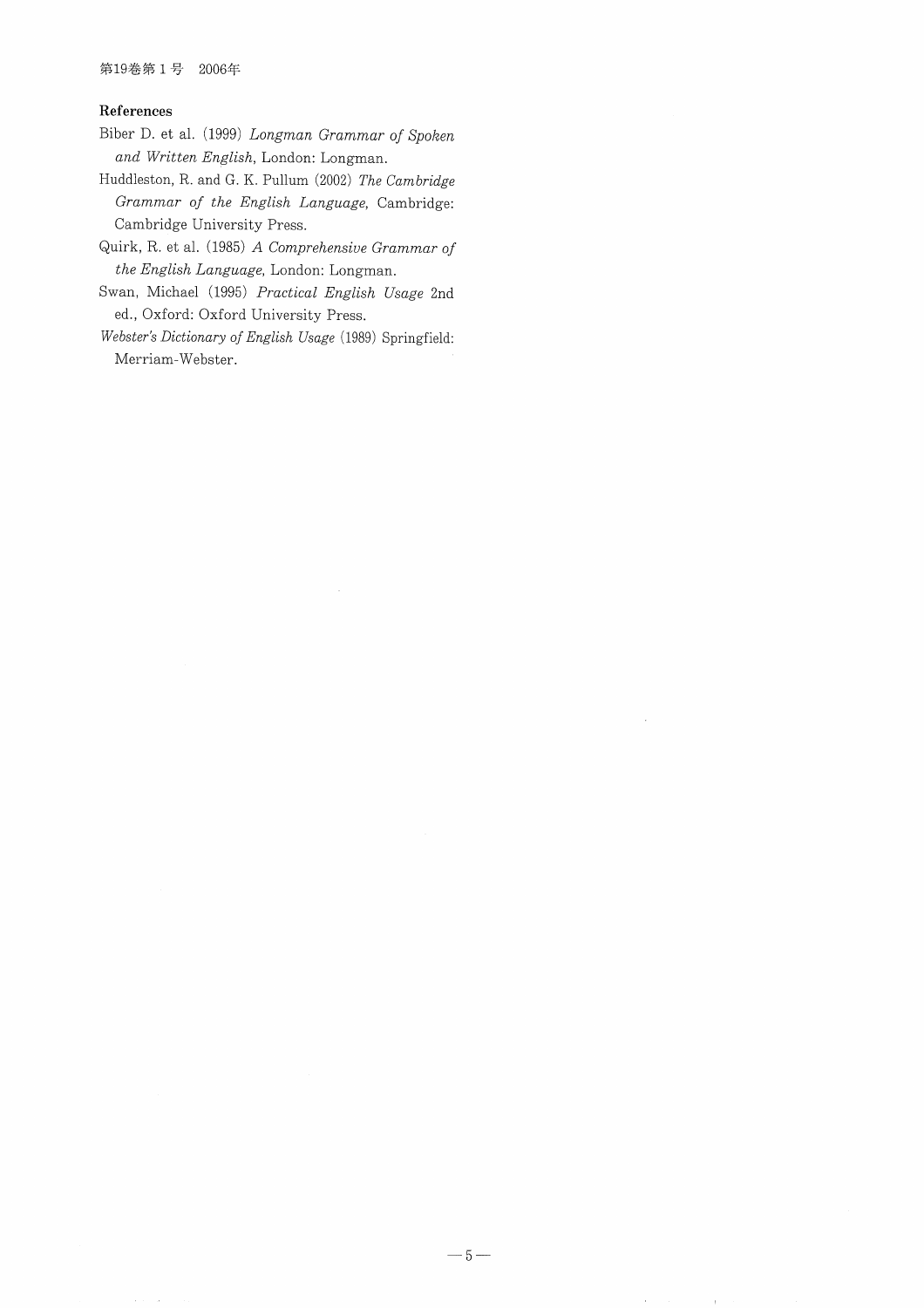### References

Biber D. et al. (1999) *Longman Grammar of Spoken and Written English*, London: Longman.

Huddleston, R. and G. K. Pullum (2002) *The Cambridge Grammar of the English Language*, Cambridge: Cambridge University Press.

Quirk, R. et al. (1985) *A Comprehensive Grammar of the English Language*, London: Longman.

Swan, Michael (1995) *Practical English Usage* 2nd ed., Oxford: Oxford University Press.

*Webster's Dictionary of English Usage* (1989) Springfield: Merriam-Webster.